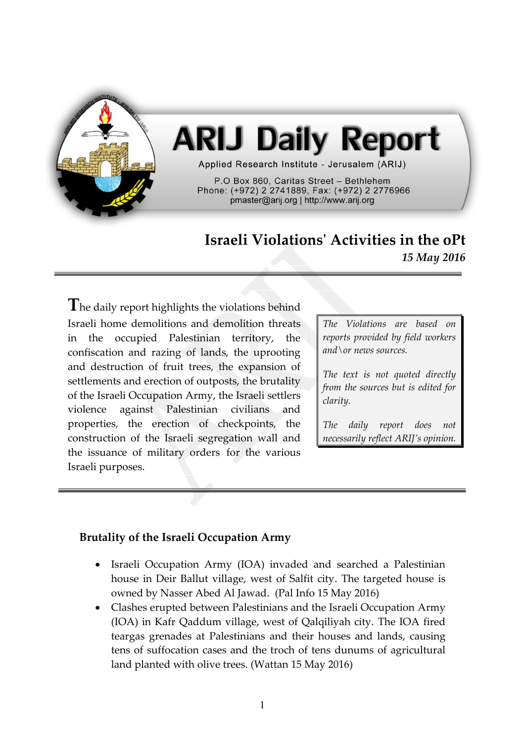# ARIJ Daily Report

Applied Research Institute - Jerusalem (ARIJ)

P.O Box 860, Caritas Street – Bethlehem
Phone: (+972) 2 2741889, Fax: (+972) 2 2776966
pmaster@arij.org | http://www.arij.org

## Israeli Violations' Activities in the oPt

*15 May 2016*

---

The daily report highlights the violations behind Israeli home demolitions and demolition threats in the occupied Palestinian territory, the confiscation and razing of lands, the uprooting and destruction of fruit trees, the expansion of settlements and erection of outposts, the brutality of the Israeli Occupation Army, the Israeli settlers violence against Palestinian civilians and properties, the erection of checkpoints, the construction of the Israeli segregation wall and the issuance of military orders for the various Israeli purposes.

> *The Violations are based on reports provided by field workers and\or news sources.*
>
> *The text is not quoted directly from the sources but is edited for clarity.*
>
> *The daily report does not necessarily reflect ARIJ's opinion.*

---

### Brutality of the Israeli Occupation Army

- Israeli Occupation Army (IOA) invaded and searched a Palestinian house in Deir Ballut village, west of Salfit city. The targeted house is owned by Nasser Abed Al Jawad. (Pal Info 15 May 2016)
- Clashes erupted between Palestinians and the Israeli Occupation Army (IOA) in Kafr Qaddum village, west of Qalqiliyah city. The IOA fired teargas grenades at Palestinians and their houses and lands, causing tens of suffocation cases and the troch of tens dunums of agricultural land planted with olive trees. (Wattan 15 May 2016)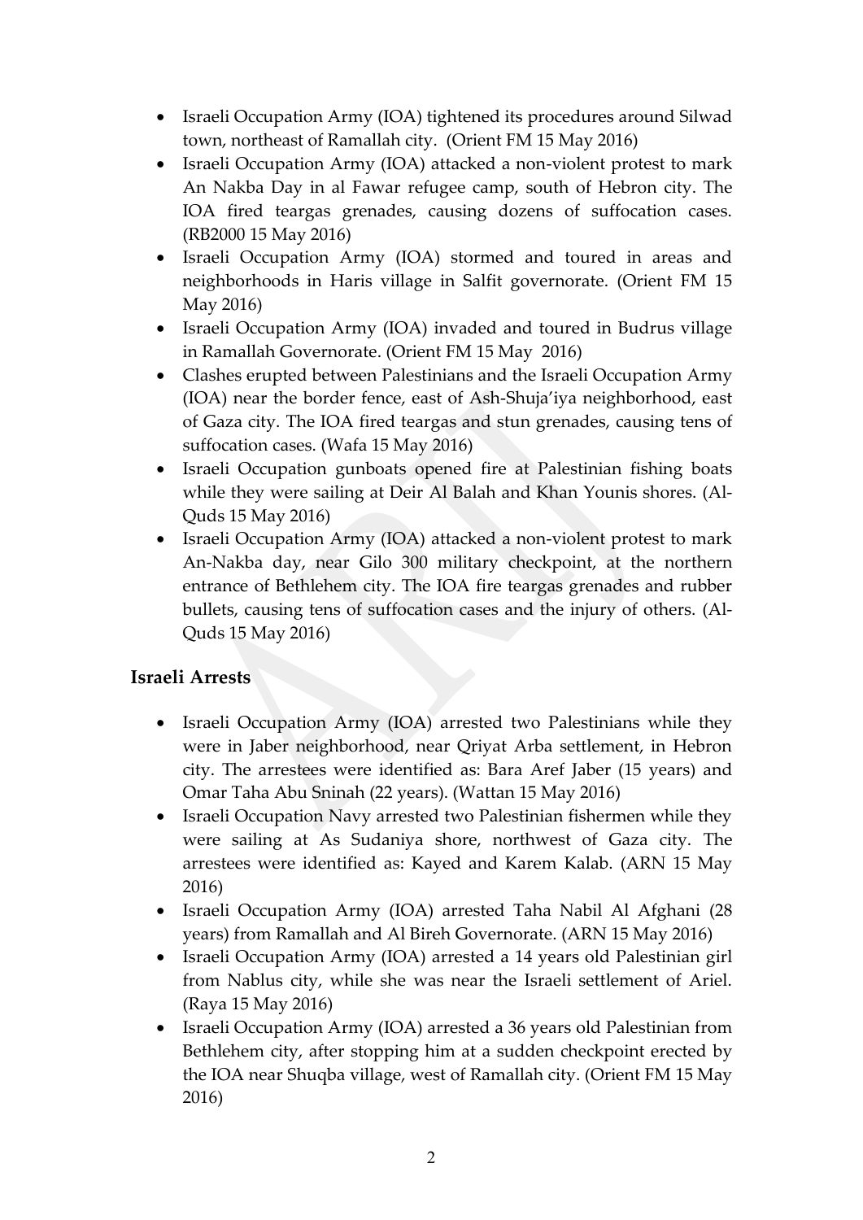- Israeli Occupation Army (IOA) tightened its procedures around Silwad town, northeast of Ramallah city. (Orient FM 15 May 2016)
- Israeli Occupation Army (IOA) attacked a non-violent protest to mark An Nakba Day in al Fawar refugee camp, south of Hebron city. The IOA fired teargas grenades, causing dozens of suffocation cases. (RB2000 15 May 2016)
- Israeli Occupation Army (IOA) stormed and toured in areas and neighborhoods in Haris village in Salfit governorate. (Orient FM 15 May 2016)
- Israeli Occupation Army (IOA) invaded and toured in Budrus village in Ramallah Governorate. (Orient FM 15 May 2016)
- Clashes erupted between Palestinians and the Israeli Occupation Army (IOA) near the border fence, east of Ash-Shuja'iya neighborhood, east of Gaza city. The IOA fired teargas and stun grenades, causing tens of suffocation cases. (Wafa 15 May 2016)
- Israeli Occupation gunboats opened fire at Palestinian fishing boats while they were sailing at Deir Al Balah and Khan Younis shores. (Al-Quds 15 May 2016)
- Israeli Occupation Army (IOA) attacked a non-violent protest to mark An-Nakba day, near Gilo 300 military checkpoint, at the northern entrance of Bethlehem city. The IOA fire teargas grenades and rubber bullets, causing tens of suffocation cases and the injury of others. (Al-Quds 15 May 2016)

## Israeli Arrests

- Israeli Occupation Army (IOA) arrested two Palestinians while they were in Jaber neighborhood, near Qriyat Arba settlement, in Hebron city. The arrestees were identified as: Bara Aref Jaber (15 years) and Omar Taha Abu Sninah (22 years). (Wattan 15 May 2016)
- Israeli Occupation Navy arrested two Palestinian fishermen while they were sailing at As Sudaniya shore, northwest of Gaza city. The arrestees were identified as: Kayed and Karem Kalab. (ARN 15 May 2016)
- Israeli Occupation Army (IOA) arrested Taha Nabil Al Afghani (28 years) from Ramallah and Al Bireh Governorate. (ARN 15 May 2016)
- Israeli Occupation Army (IOA) arrested a 14 years old Palestinian girl from Nablus city, while she was near the Israeli settlement of Ariel. (Raya 15 May 2016)
- Israeli Occupation Army (IOA) arrested a 36 years old Palestinian from Bethlehem city, after stopping him at a sudden checkpoint erected by the IOA near Shuqba village, west of Ramallah city. (Orient FM 15 May 2016)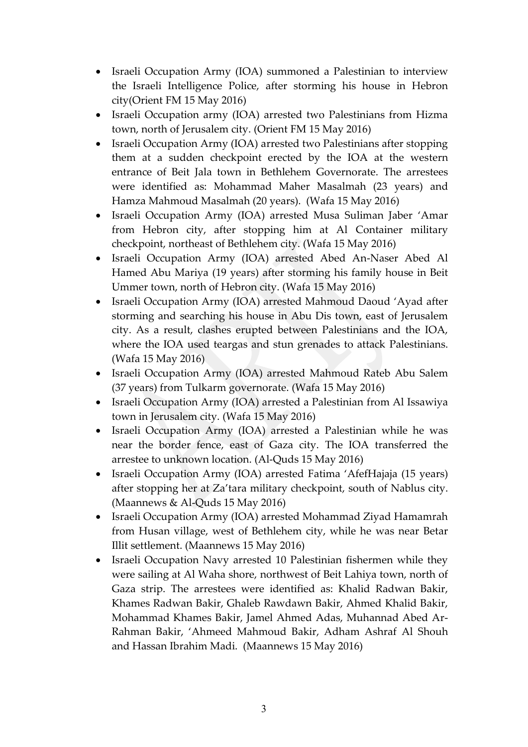- Israeli Occupation Army (IOA) summoned a Palestinian to interview the Israeli Intelligence Police, after storming his house in Hebron city(Orient FM 15 May 2016)
- Israeli Occupation army (IOA) arrested two Palestinians from Hizma town, north of Jerusalem city. (Orient FM 15 May 2016)
- Israeli Occupation Army (IOA) arrested two Palestinians after stopping them at a sudden checkpoint erected by the IOA at the western entrance of Beit Jala town in Bethlehem Governorate. The arrestees were identified as: Mohammad Maher Masalmah (23 years) and Hamza Mahmoud Masalmah (20 years). (Wafa 15 May 2016)
- Israeli Occupation Army (IOA) arrested Musa Suliman Jaber 'Amar from Hebron city, after stopping him at Al Container military checkpoint, northeast of Bethlehem city. (Wafa 15 May 2016)
- Israeli Occupation Army (IOA) arrested Abed An-Naser Abed Al Hamed Abu Mariya (19 years) after storming his family house in Beit Ummer town, north of Hebron city. (Wafa 15 May 2016)
- Israeli Occupation Army (IOA) arrested Mahmoud Daoud 'Ayad after storming and searching his house in Abu Dis town, east of Jerusalem city. As a result, clashes erupted between Palestinians and the IOA, where the IOA used teargas and stun grenades to attack Palestinians. (Wafa 15 May 2016)
- Israeli Occupation Army (IOA) arrested Mahmoud Rateb Abu Salem (37 years) from Tulkarm governorate. (Wafa 15 May 2016)
- Israeli Occupation Army (IOA) arrested a Palestinian from Al Issawiya town in Jerusalem city. (Wafa 15 May 2016)
- Israeli Occupation Army (IOA) arrested a Palestinian while he was near the border fence, east of Gaza city. The IOA transferred the arrestee to unknown location. (Al-Quds 15 May 2016)
- Israeli Occupation Army (IOA) arrested Fatima 'AfefHajaja (15 years) after stopping her at Za'tara military checkpoint, south of Nablus city. (Maannews & Al-Quds 15 May 2016)
- Israeli Occupation Army (IOA) arrested Mohammad Ziyad Hamamrah from Husan village, west of Bethlehem city, while he was near Betar Illit settlement. (Maannews 15 May 2016)
- Israeli Occupation Navy arrested 10 Palestinian fishermen while they were sailing at Al Waha shore, northwest of Beit Lahiya town, north of Gaza strip. The arrestees were identified as: Khalid Radwan Bakir, Khames Radwan Bakir, Ghaleb Rawdawn Bakir, Ahmed Khalid Bakir, Mohammad Khames Bakir, Jamel Ahmed Adas, Muhannad Abed Ar-Rahman Bakir, 'Ahmeed Mahmoud Bakir, Adham Ashraf Al Shouh and Hassan Ibrahim Madi. (Maannews 15 May 2016)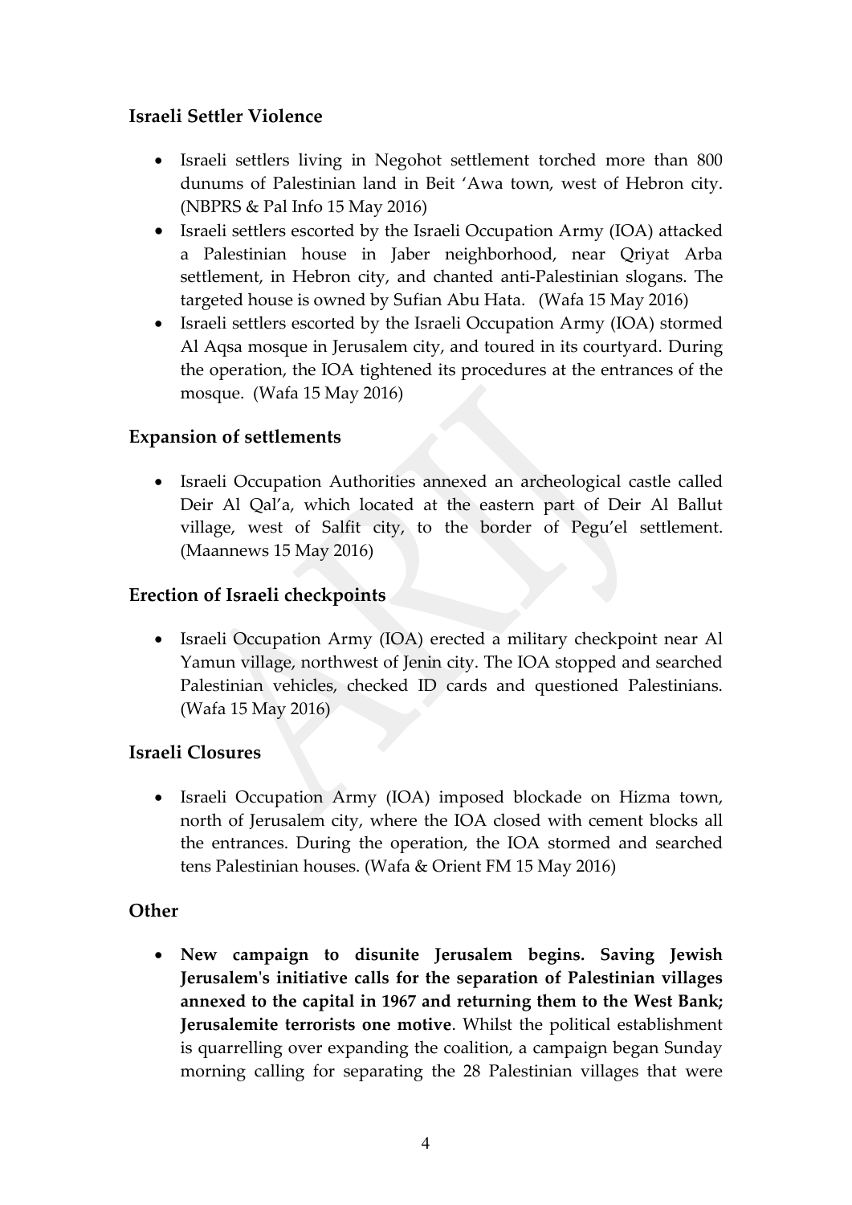### Israeli Settler Violence

- Israeli settlers living in Negohot settlement torched more than 800 dunums of Palestinian land in Beit 'Awa town, west of Hebron city. (NBPRS & Pal Info 15 May 2016)
- Israeli settlers escorted by the Israeli Occupation Army (IOA) attacked a Palestinian house in Jaber neighborhood, near Qriyat Arba settlement, in Hebron city, and chanted anti-Palestinian slogans. The targeted house is owned by Sufian Abu Hata. (Wafa 15 May 2016)
- Israeli settlers escorted by the Israeli Occupation Army (IOA) stormed Al Aqsa mosque in Jerusalem city, and toured in its courtyard. During the operation, the IOA tightened its procedures at the entrances of the mosque. (Wafa 15 May 2016)

### Expansion of settlements

- Israeli Occupation Authorities annexed an archeological castle called Deir Al Qal'a, which located at the eastern part of Deir Al Ballut village, west of Salfit city, to the border of Pegu'el settlement. (Maannews 15 May 2016)

### Erection of Israeli checkpoints

- Israeli Occupation Army (IOA) erected a military checkpoint near Al Yamun village, northwest of Jenin city. The IOA stopped and searched Palestinian vehicles, checked ID cards and questioned Palestinians. (Wafa 15 May 2016)

### Israeli Closures

- Israeli Occupation Army (IOA) imposed blockade on Hizma town, north of Jerusalem city, where the IOA closed with cement blocks all the entrances. During the operation, the IOA stormed and searched tens Palestinian houses. (Wafa & Orient FM 15 May 2016)

### Other

- **New campaign to disunite Jerusalem begins. Saving Jewish Jerusalem's initiative calls for the separation of Palestinian villages annexed to the capital in 1967 and returning them to the West Bank; Jerusalemite terrorists one motive**. Whilst the political establishment is quarrelling over expanding the coalition, a campaign began Sunday morning calling for separating the 28 Palestinian villages that were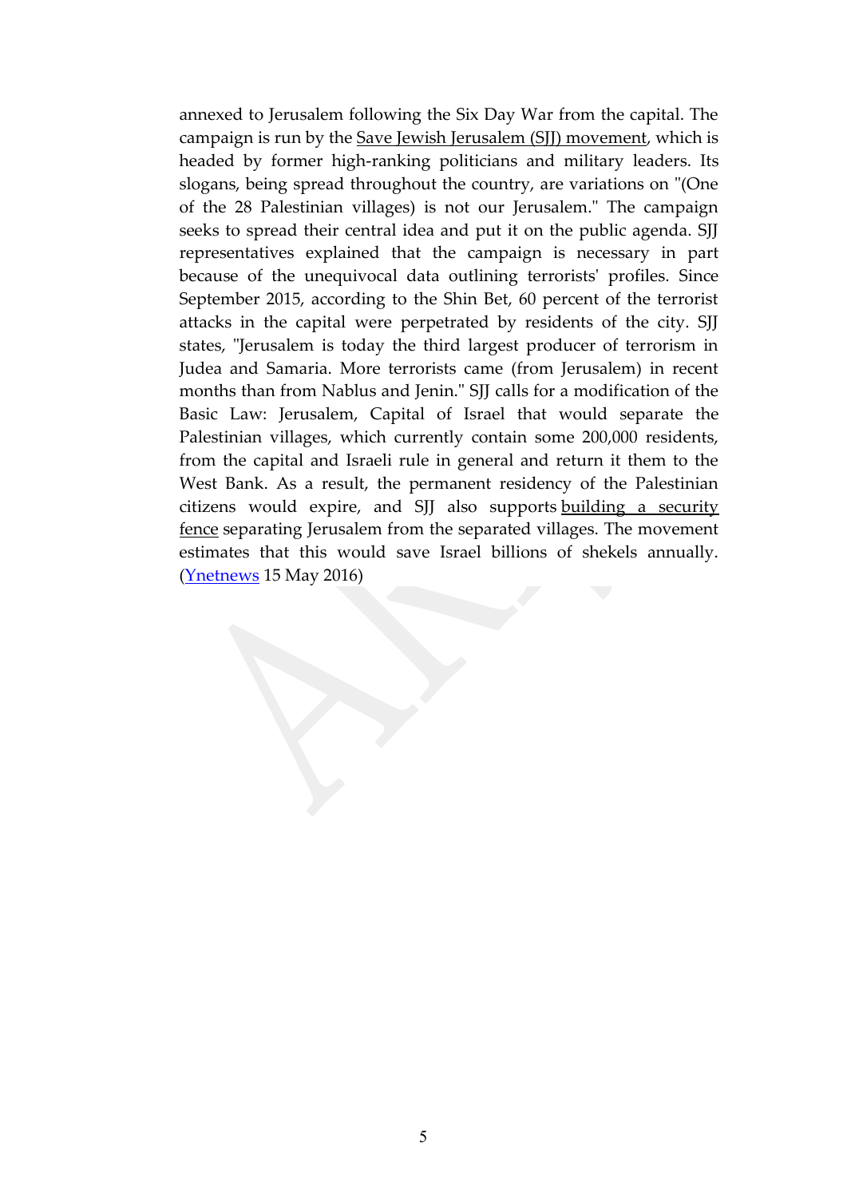annexed to Jerusalem following the Six Day War from the capital. The campaign is run by the Save Jewish Jerusalem (SJJ) movement, which is headed by former high-ranking politicians and military leaders. Its slogans, being spread throughout the country, are variations on "(One of the 28 Palestinian villages) is not our Jerusalem." The campaign seeks to spread their central idea and put it on the public agenda. SJJ representatives explained that the campaign is necessary in part because of the unequivocal data outlining terrorists' profiles. Since September 2015, according to the Shin Bet, 60 percent of the terrorist attacks in the capital were perpetrated by residents of the city. SJJ states, "Jerusalem is today the third largest producer of terrorism in Judea and Samaria. More terrorists came (from Jerusalem) in recent months than from Nablus and Jenin." SJJ calls for a modification of the Basic Law: Jerusalem, Capital of Israel that would separate the Palestinian villages, which currently contain some 200,000 residents, from the capital and Israeli rule in general and return it them to the West Bank. As a result, the permanent residency of the Palestinian citizens would expire, and SJJ also supports building a security fence separating Jerusalem from the separated villages. The movement estimates that this would save Israel billions of shekels annually. (Ynetnews 15 May 2016)